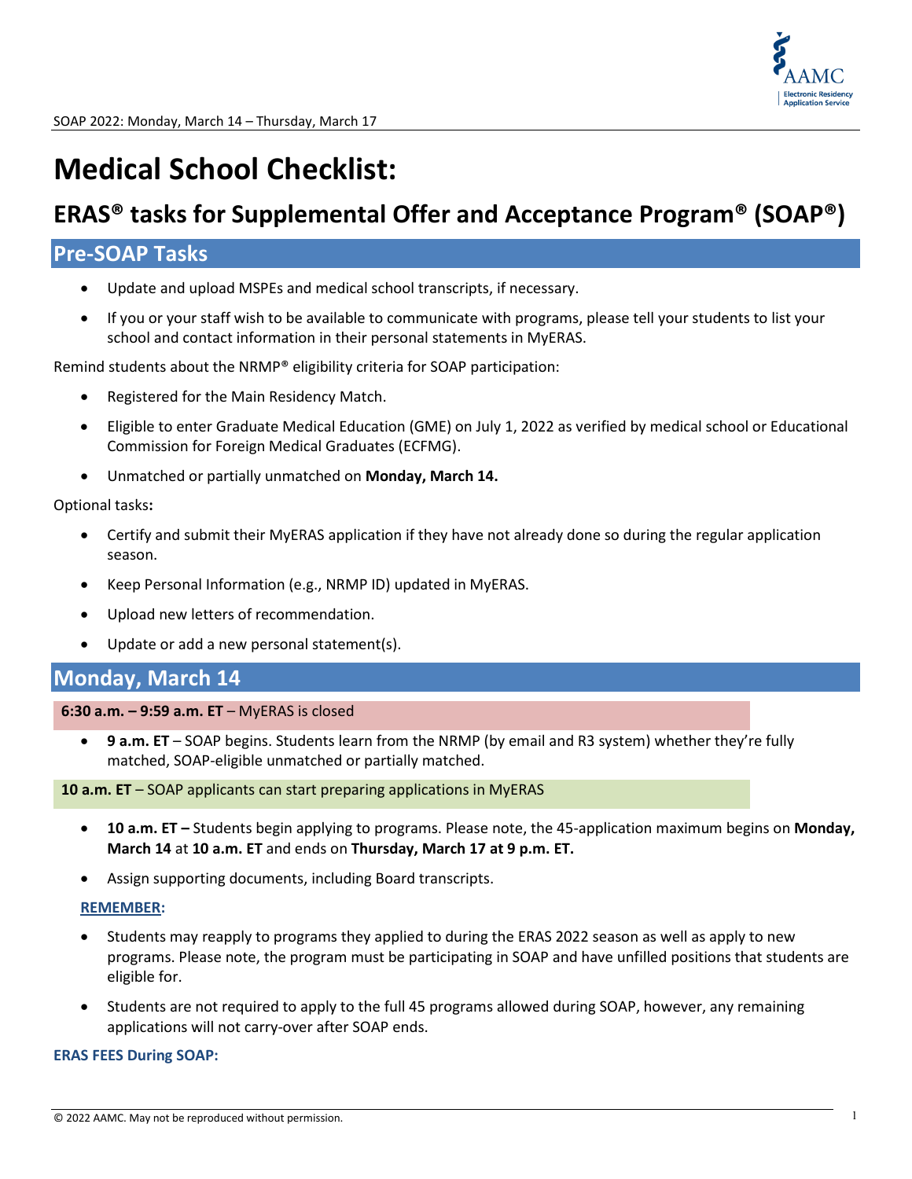SOAP 2022: Monday, March 14 – Thursday, March 17

# Medical School Checklist:

## ERAS® tasks for Supplemental Offer and Acceptance Program® (SOAP®)

## Pre-SOAP Tasks

- Update and upload MSPEs and medical school transcripts, if necessary.
- If you or your staff wish to be available to communicate with programs, please tell your students to list your school and contact information in their personal statements in MyERAS.

Remind students about the NRMP® eligibility criteria for SOAP participation:

- Registered for the Main Residency Match.
- Eligible to enter Graduate Medical Education (GME) on July 1, 2022 as verified by medical school or Educational Commission for Foreign Medical Graduates (ECFMG).
- Unmatched or partially unmatched on **Monday, March 14.**

Optional tasks**:**

- Certify and submit their MyERAS application if they have not already done so during the regular application season.
- Keep Personal Information (e.g., NRMP ID) updated in MyERAS.
- Upload new letters of recommendation.
- Update or add a new personal statement(s).

## Monday, March 14

**6:30 a.m. – 9:59 a.m. ET** – MyERAS is closed

- **9 a.m. ET** – SOAP begins. Students learn from the NRMP (by email and R3 system) whether they're fully matched, SOAP-eligible unmatched or partially matched.

**10 a.m. ET** – SOAP applicants can start preparing applications in MyERAS

- **10 a.m. ET –** Students begin applying to programs. Please note, the 45-application maximum begins on **Monday, March 14** at **10 a.m. ET** and ends on **Thursday, March 17 at 9 p.m. ET.**
- Assign supporting documents, including Board transcripts.

**REMEMBER:**

- Students may reapply to programs they applied to during the ERAS 2022 season as well as apply to new programs. Please note, the program must be participating in SOAP and have unfilled positions that students are eligible for.
- Students are not required to apply to the full 45 programs allowed during SOAP, however, any remaining applications will not carry-over after SOAP ends.

**ERAS FEES During SOAP:**

© 2022 AAMC. May not be reproduced without permission.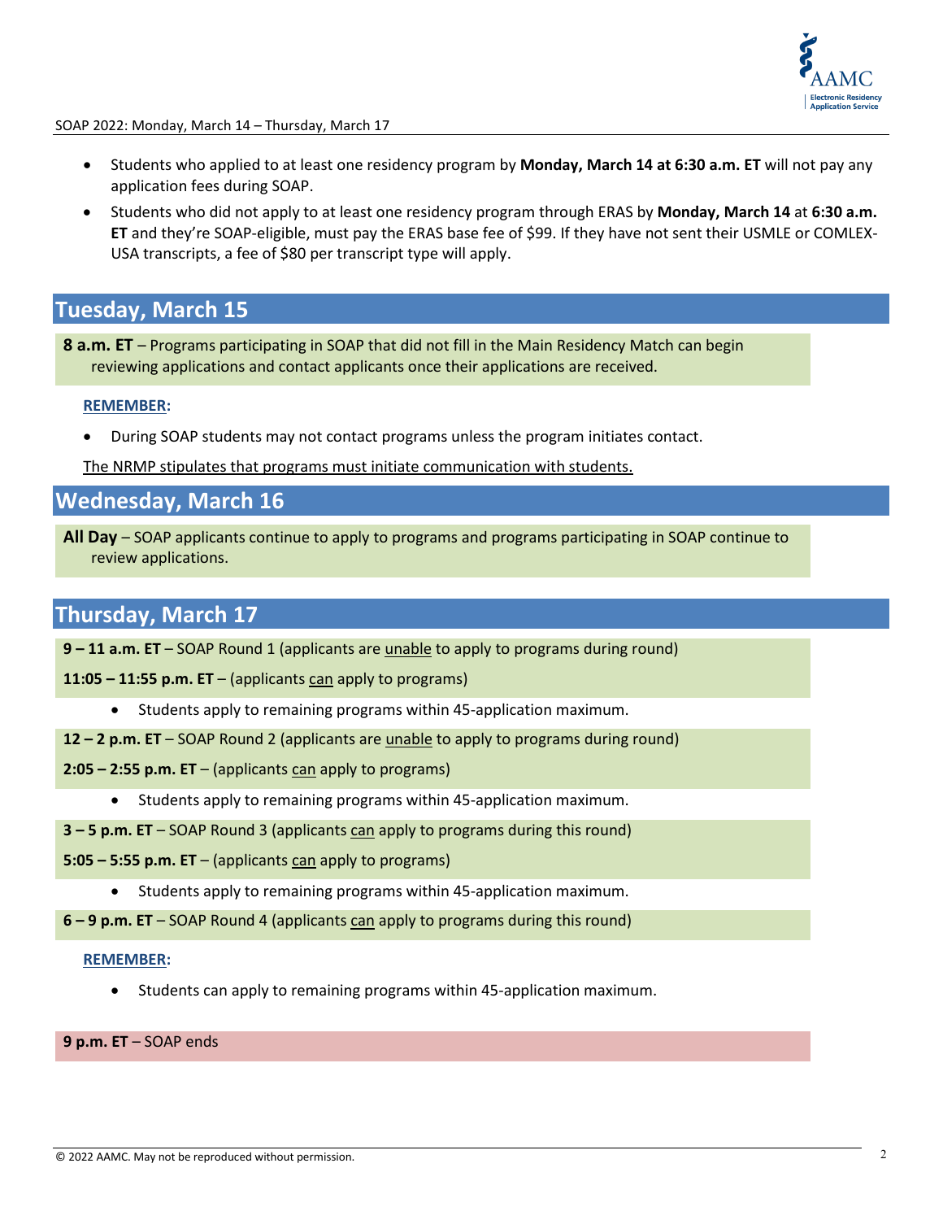SOAP 2022: Monday, March 14 – Thursday, March 17

- Students who applied to at least one residency program by **Monday, March 14 at 6:30 a.m. ET** will not pay any application fees during SOAP.
- Students who did not apply to at least one residency program through ERAS by **Monday, March 14** at **6:30 a.m. ET** and they're SOAP-eligible, must pay the ERAS base fee of $99. If they have not sent their USMLE or COMLEX-USA transcripts, a fee of $80 per transcript type will apply.

## Tuesday, March 15

**8 a.m. ET** – Programs participating in SOAP that did not fill in the Main Residency Match can begin reviewing applications and contact applicants once their applications are received.

**REMEMBER:**

- During SOAP students may not contact programs unless the program initiates contact.

The NRMP stipulates that programs must initiate communication with students.

## Wednesday, March 16

**All Day** – SOAP applicants continue to apply to programs and programs participating in SOAP continue to review applications.

## Thursday, March 17

**9 – 11 a.m. ET** – SOAP Round 1 (applicants are unable to apply to programs during round)

**11:05 – 11:55 p.m. ET** – (applicants can apply to programs)

- Students apply to remaining programs within 45-application maximum.

**12 – 2 p.m. ET** – SOAP Round 2 (applicants are unable to apply to programs during round)

**2:05 – 2:55 p.m. ET** – (applicants can apply to programs)

- Students apply to remaining programs within 45-application maximum.

**3 – 5 p.m. ET** – SOAP Round 3 (applicants can apply to programs during this round)

**5:05 – 5:55 p.m. ET** – (applicants can apply to programs)

- Students apply to remaining programs within 45-application maximum.

**6 – 9 p.m. ET** – SOAP Round 4 (applicants can apply to programs during this round)

**REMEMBER:**

- Students can apply to remaining programs within 45-application maximum.

**9 p.m. ET** – SOAP ends

© 2022 AAMC. May not be reproduced without permission.